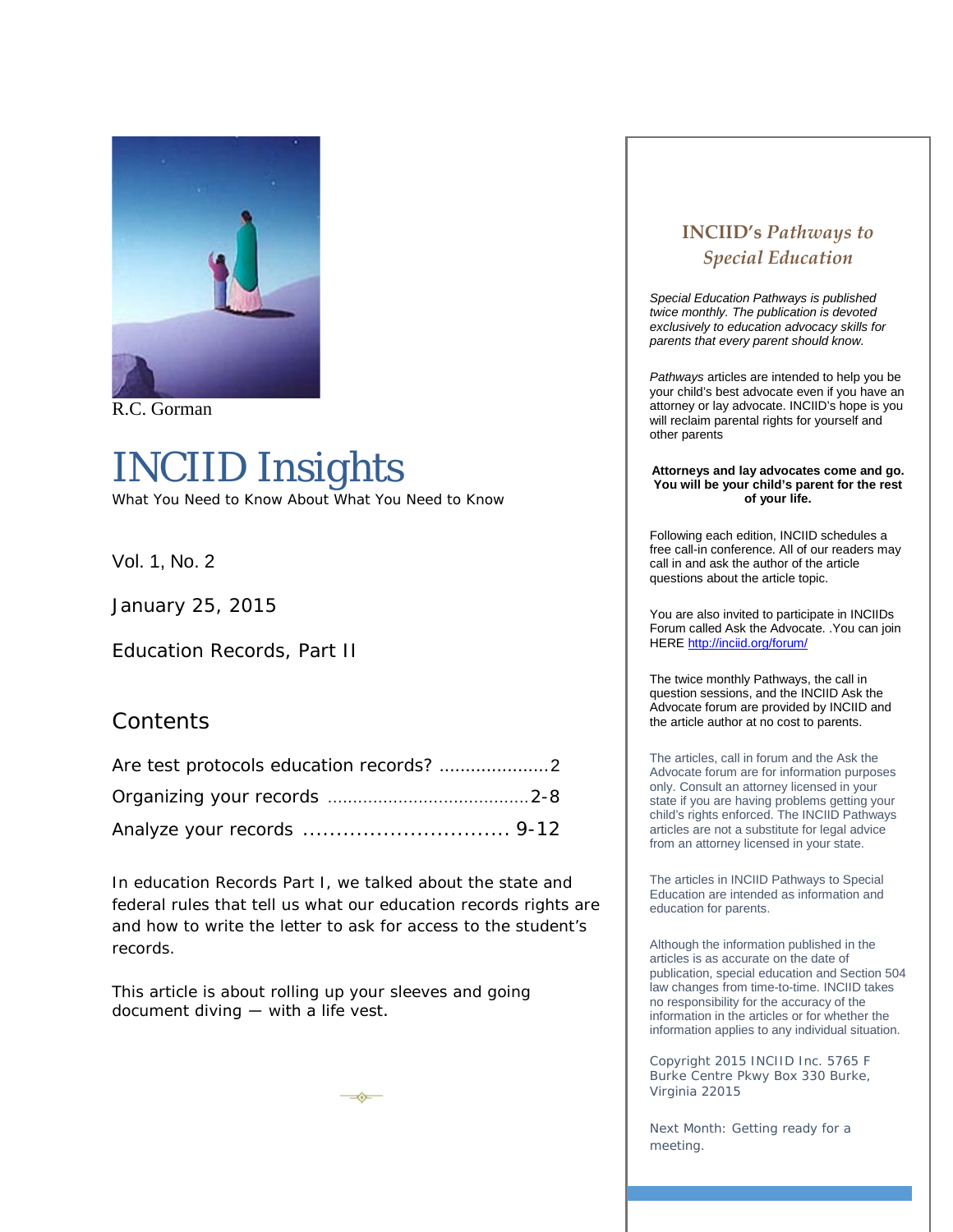R.C. Gorman

# INCIID Insights

What You Need to Know About What You Need to Know

Vol. 1, No. 2

January 25, 2015

Education Records, Part II

## Contents

Are test protocols education records? .....................2

Organizing your records .......................................2-8

Analyze your records ............................... 9-12

In education Records Part I, we talked about the state and federal rules that tell us what our education records rights are and how to write the letter to ask for access to the student's records.

This article is about rolling up your sleeves and going document diving — with a life vest.

## INCIID's *Pathways to Special Education*

*Special Education Pathways is published twice monthly. The publication is devoted exclusively to education advocacy skills for parents that every parent should know.*

*Pathways* articles are intended to help you be your child's best advocate even if you have an attorney or lay advocate. INCIID's hope is you will reclaim parental rights for yourself and other parents

**Attorneys and lay advocates come and go. You will be your child's parent for the rest of your life.**

Following each edition, INCIID schedules a free call-in conference. All of our readers may call in and ask the author of the article questions about the article topic.

You are also invited to participate in INCIIDs Forum called Ask the Advocate. .You can join HERE http://inciid.org/forum/

The twice monthly Pathways, the call in question sessions, and the INCIID Ask the Advocate forum are provided by INCIID and the article author at no cost to parents.

The articles, call in forum and the Ask the Advocate forum are for information purposes only. Consult an attorney licensed in your state if you are having problems getting your child's rights enforced. The INCIID Pathways articles are not a substitute for legal advice from an attorney licensed in your state.

The articles in INCIID Pathways to Special Education are intended as information and education for parents.

Although the information published in the articles is as accurate on the date of publication, special education and Section 504 law changes from time-to-time. INCIID takes no responsibility for the accuracy of the information in the articles or for whether the information applies to any individual situation.

Copyright 2015 INCIID Inc. 5765 F Burke Centre Pkwy Box 330 Burke, Virginia 22015

Next Month: Getting ready for a meeting.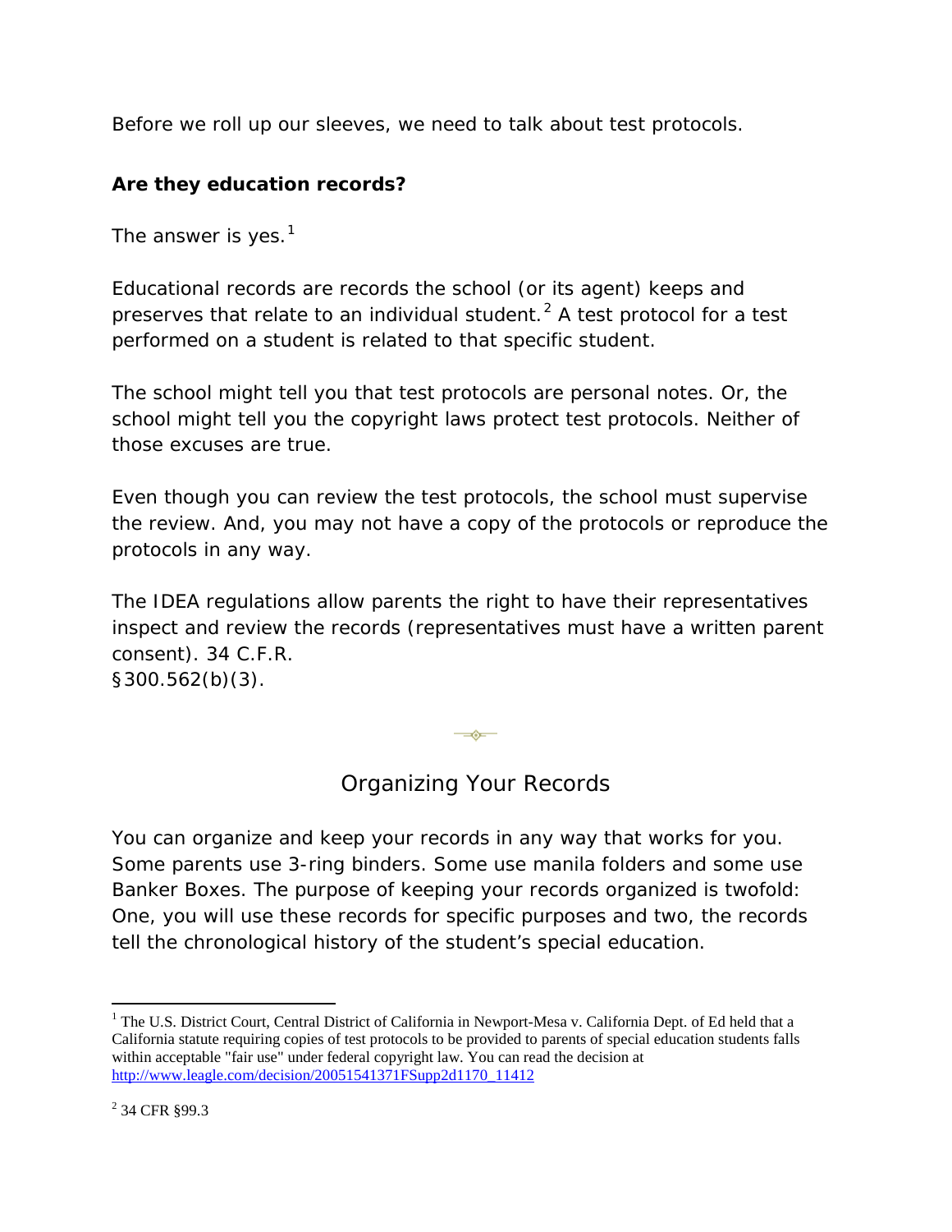Before we roll up our sleeves, we need to talk about test protocols.

**Are they education records?**

The answer is yes.[1]

Educational records are records the school (or its agent) keeps and preserves that relate to an individual student.[2] A test protocol for a test performed on a student is related to that specific student.

The school might tell you that test protocols are personal notes. Or, the school might tell you the copyright laws protect test protocols. Neither of those excuses are true.

Even though you can review the test protocols, the school must supervise the review. And, you may not have a copy of the protocols or reproduce the protocols in any way.

The IDEA regulations allow parents the right to have their representatives inspect and review the records (representatives must have a written parent consent). 34 C.F.R. §300.562(b)(3).

## Organizing Your Records

You can organize and keep your records in any way that works for you. Some parents use 3-ring binders. Some use manila folders and some use Banker Boxes. The purpose of keeping your records organized is twofold: One, you will use these records for specific purposes and two, the records tell the chronological history of the student's special education.

---

[1] The U.S. District Court, Central District of California in Newport-Mesa v. California Dept. of Ed held that a California statute requiring copies of test protocols to be provided to parents of special education students falls within acceptable "fair use" under federal copyright law. You can read the decision at http://www.leagle.com/decision/20051541371FSupp2d1170_11412

[2] 34 CFR §99.3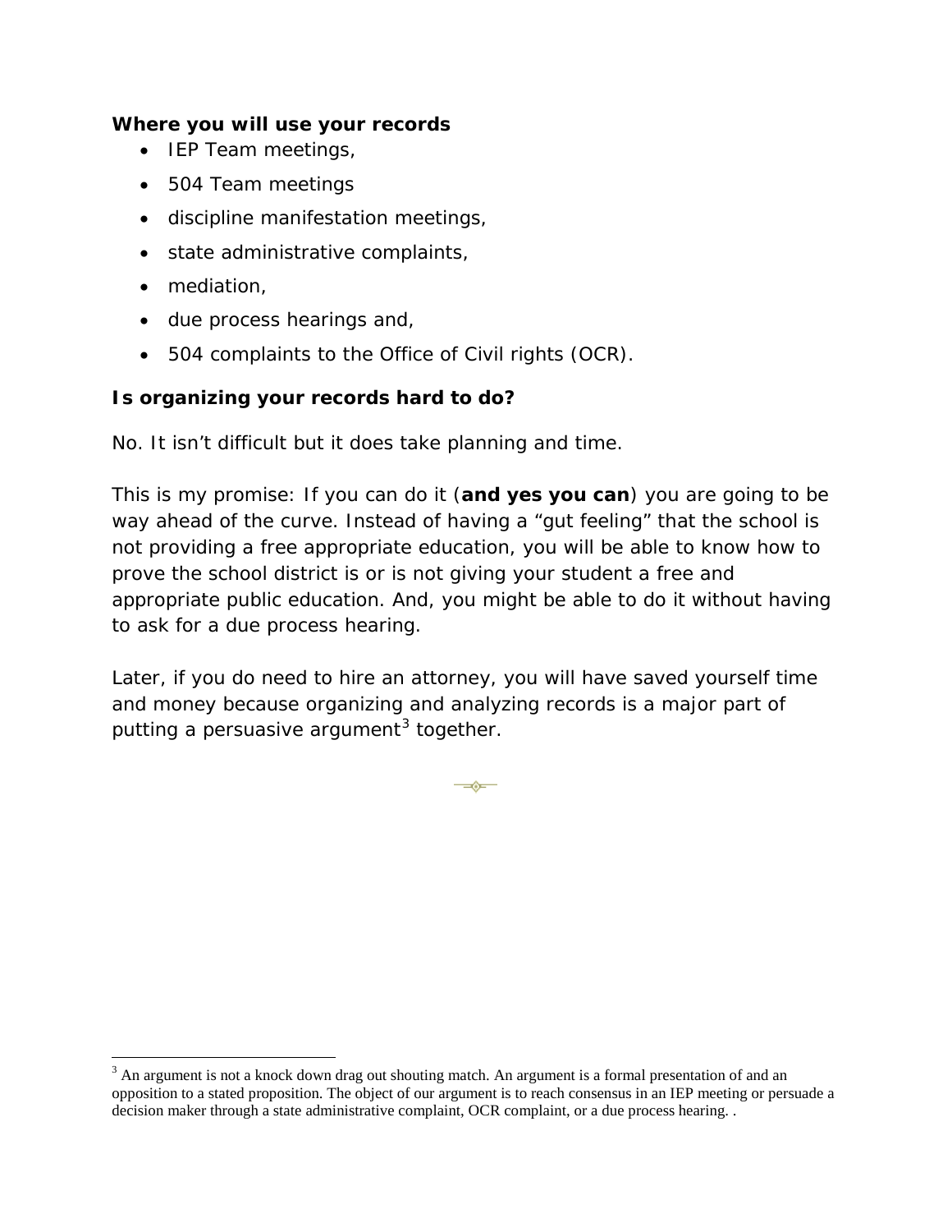**Where you will use your records**

- IEP Team meetings,
- 504 Team meetings
- discipline manifestation meetings,
- state administrative complaints,
- mediation,
- due process hearings and,
- 504 complaints to the Office of Civil rights (OCR).

**Is organizing your records hard to do?**

No. It isn't difficult but it does take planning and time.

This is my promise: If you can do it (**and yes you can**) you are going to be way ahead of the curve. Instead of having a "gut feeling" that the school is not providing a free appropriate education, you will be able to know how to prove the school district is or is not giving your student a free and appropriate public education. And, you might be able to do it without having to ask for a due process hearing.

Later, if you do need to hire an attorney, you will have saved yourself time and money because organizing and analyzing records is a major part of putting a persuasive argument[3] together.

---

[3] An argument is not a knock down drag out shouting match. An argument is a formal presentation of and an opposition to a stated proposition. The object of our argument is to reach consensus in an IEP meeting or persuade a decision maker through a state administrative complaint, OCR complaint, or a due process hearing. .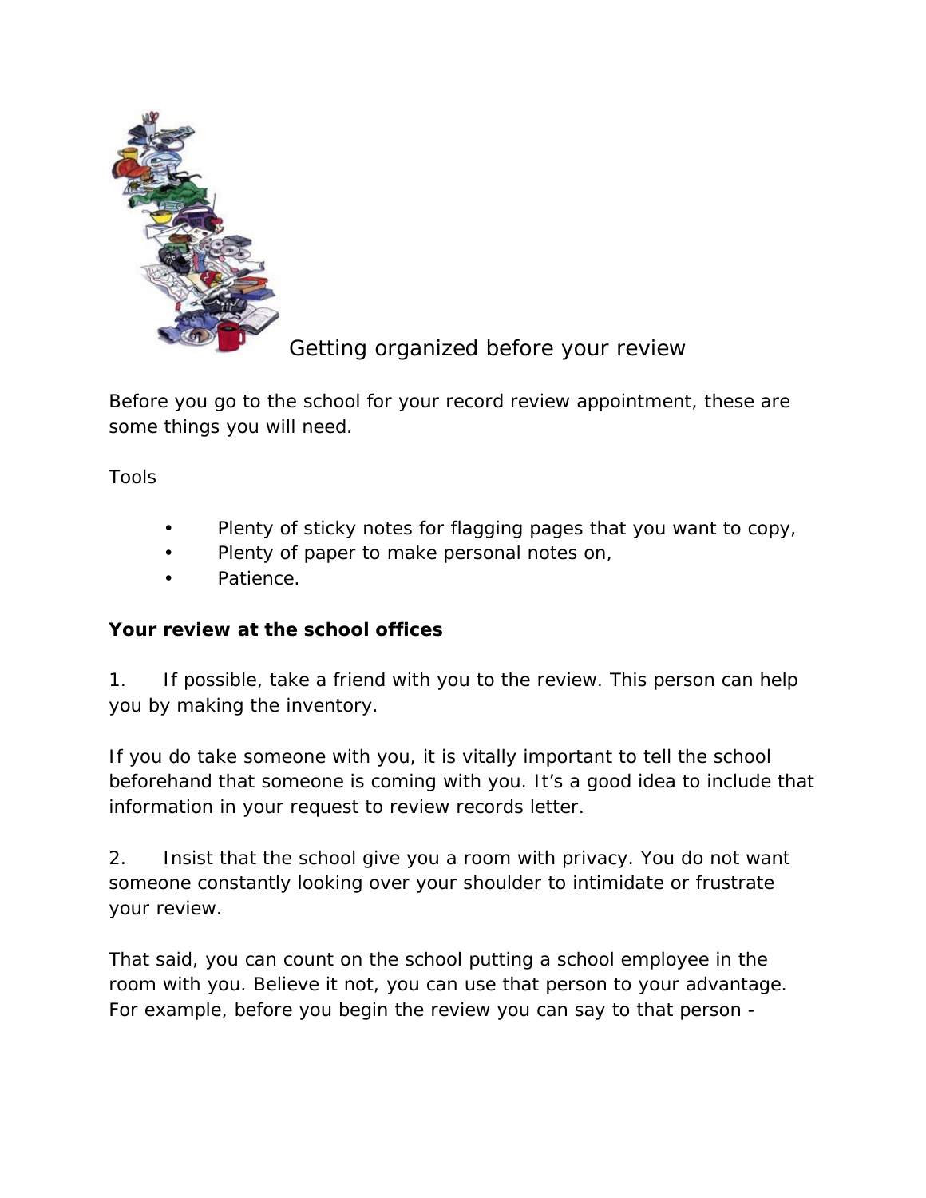Getting organized before your review

Before you go to the school for your record review appointment, these are some things you will need.

Tools

- Plenty of sticky notes for flagging pages that you want to copy,
- Plenty of paper to make personal notes on,
- Patience.

**Your review at the school offices**

1. If possible, take a friend with you to the review. This person can help you by making the inventory.

If you do take someone with you, it is vitally important to tell the school beforehand that someone is coming with you. It's a good idea to include that information in your request to review records letter.

2. Insist that the school give you a room with privacy. You do not want someone constantly looking over your shoulder to intimidate or frustrate your review.

That said, you can count on the school putting a school employee in the room with you. Believe it not, you can use that person to your advantage. For example, before you begin the review you can say to that person -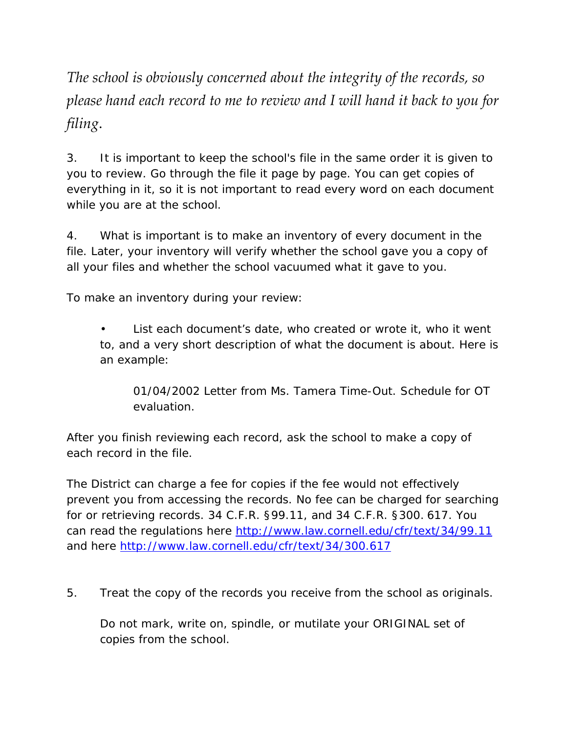*The school is obviously concerned about the integrity of the records, so please hand each record to me to review and I will hand it back to you for filing.*

3. It is important to keep the school's file in the same order it is given to you to review. Go through the file it page by page. You can get copies of everything in it, so it is not important to read every word on each document while you are at the school.

4. What is important is to make an inventory of every document in the file. Later, your inventory will verify whether the school gave you a copy of all your files and whether the school vacuumed what it gave to you.

To make an inventory during your review:

- List each document's date, who created or wrote it, who it went to, and a very short description of what the document is about. Here is an example:

    01/04/2002 Letter from Ms. Tamera Time-Out. Schedule for OT evaluation.

After you finish reviewing each record, ask the school to make a copy of each record in the file.

The District can charge a fee for copies if the fee would not effectively prevent you from accessing the records. No fee can be charged for searching for or retrieving records. 34 C.F.R. §99.11, and 34 C.F.R. §300. 617. You can read the regulations here http://www.law.cornell.edu/cfr/text/34/99.11 and here http://www.law.cornell.edu/cfr/text/34/300.617

5. Treat the copy of the records you receive from the school as originals.

    Do not mark, write on, spindle, or mutilate your ORIGINAL set of copies from the school.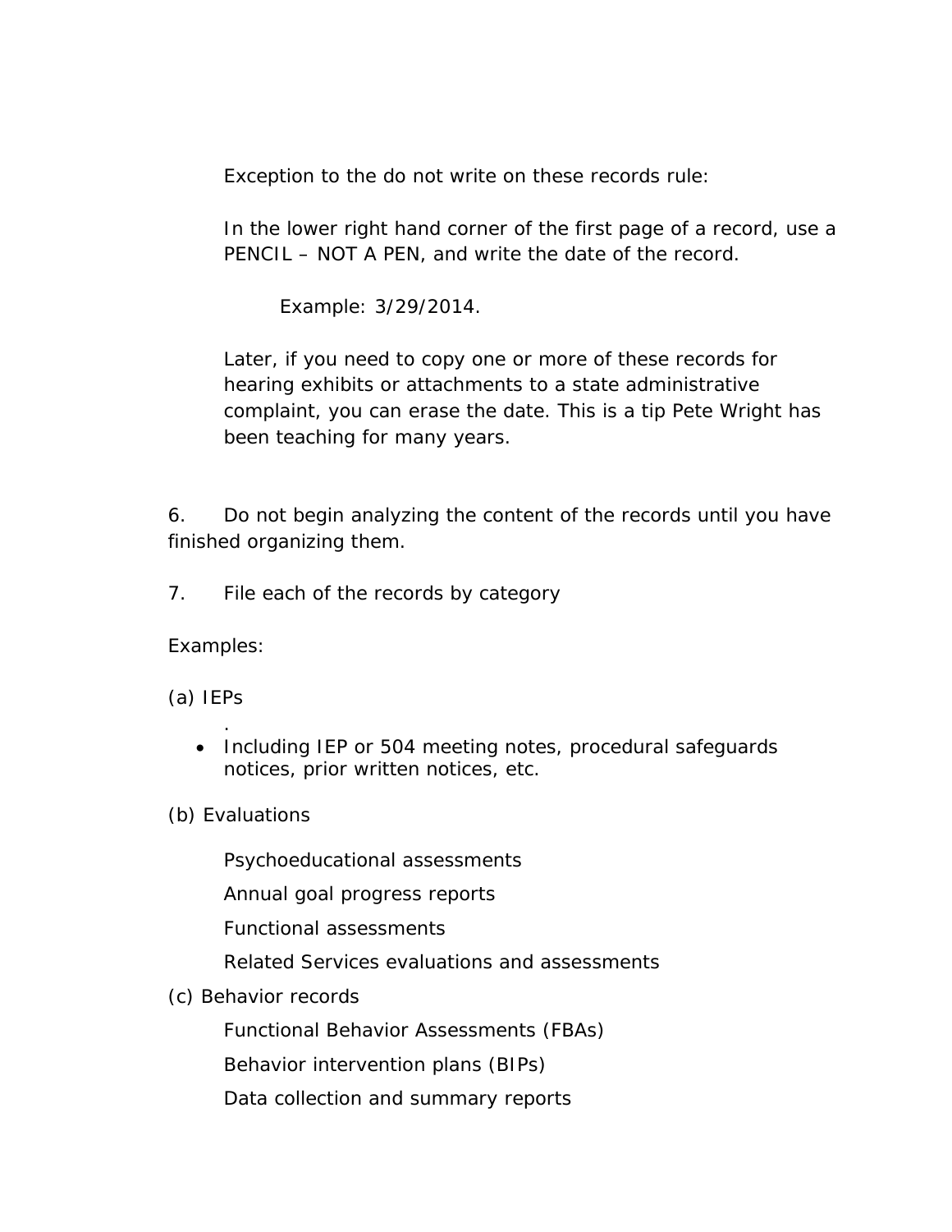Exception to the do not write on these records rule:

In the lower right hand corner of the first page of a record, use a PENCIL – NOT A PEN, and write the date of the record.

Example: 3/29/2014.

Later, if you need to copy one or more of these records for hearing exhibits or attachments to a state administrative complaint, you can erase the date. This is a tip Pete Wright has been teaching for many years.

6. Do not begin analyzing the content of the records until you have finished organizing them.

7. File each of the records by category

Examples:

(a) IEPs

.

- Including IEP or 504 meeting notes, procedural safeguards notices, prior written notices, etc.

(b) Evaluations

Psychoeducational assessments

Annual goal progress reports

Functional assessments

Related Services evaluations and assessments

(c) Behavior records

Functional Behavior Assessments (FBAs)

Behavior intervention plans (BIPs)

Data collection and summary reports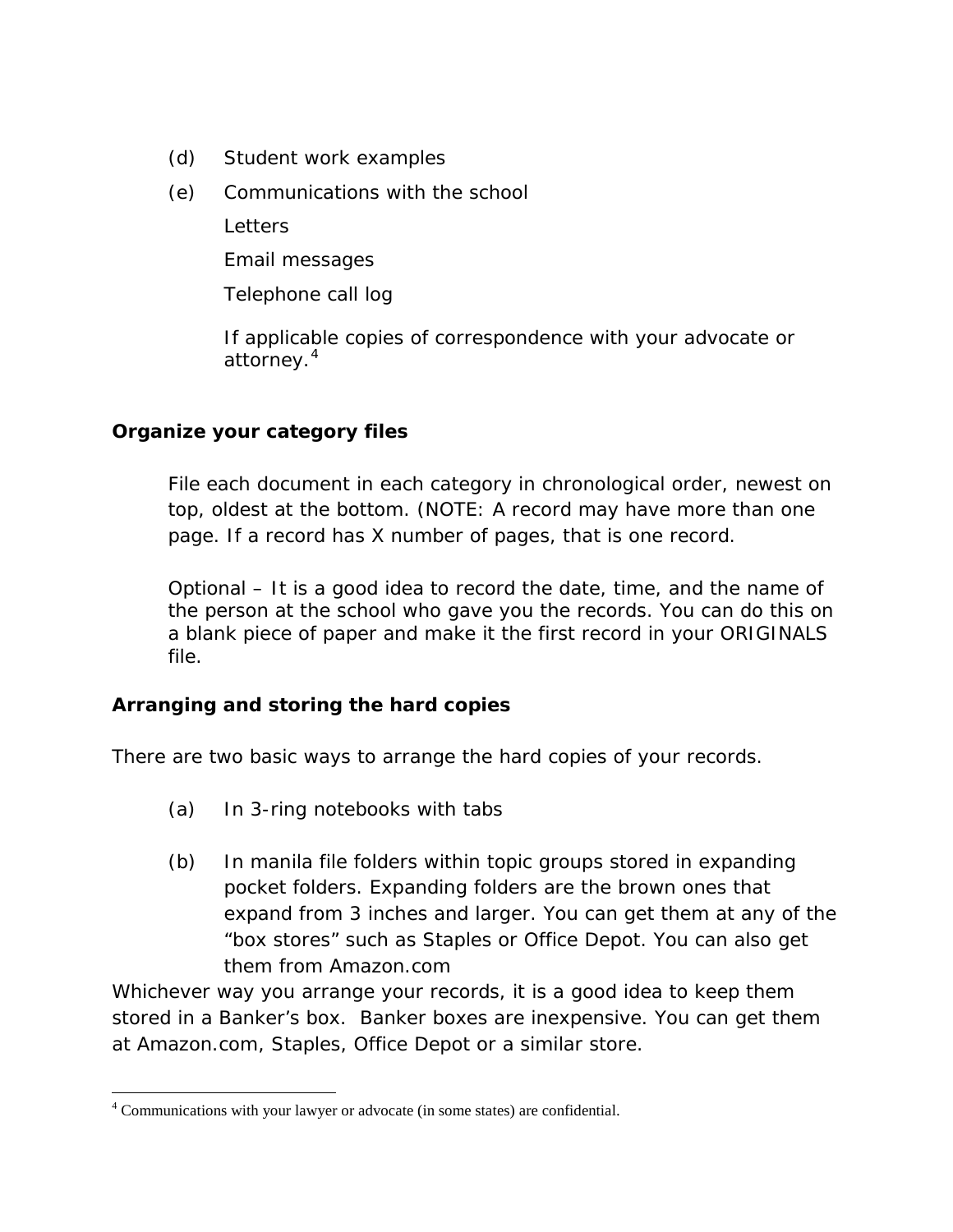(d) Student work examples

(e) Communications with the school

Letters

Email messages

Telephone call log

If applicable copies of correspondence with your advocate or attorney.[4]

**Organize your category files**

File each document in each category in chronological order, newest on top, oldest at the bottom. (NOTE: A record may have more than one page. If a record has X number of pages, that is one record.

Optional – It is a good idea to record the date, time, and the name of the person at the school who gave you the records. You can do this on a blank piece of paper and make it the first record in your ORIGINALS file.

**Arranging and storing the hard copies**

There are two basic ways to arrange the hard copies of your records.

(a) In 3-ring notebooks with tabs

(b) In manila file folders within topic groups stored in expanding pocket folders. Expanding folders are the brown ones that expand from 3 inches and larger. You can get them at any of the "box stores" such as Staples or Office Depot. You can also get them from Amazon.com

Whichever way you arrange your records, it is a good idea to keep them stored in a Banker's box. Banker boxes are inexpensive. You can get them at Amazon.com, Staples, Office Depot or a similar store.

[4] Communications with your lawyer or advocate (in some states) are confidential.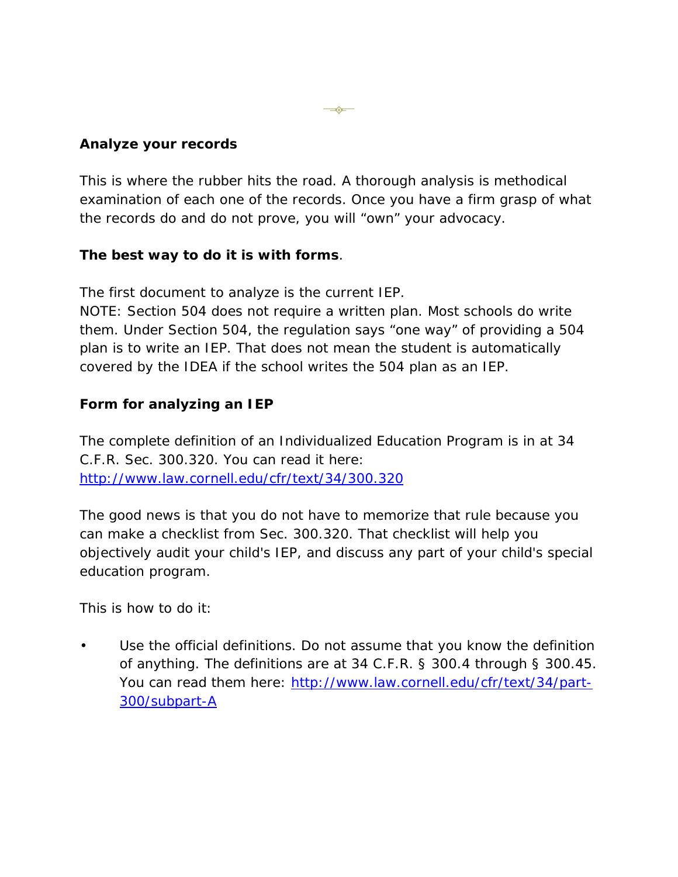**Analyze your records**

This is where the rubber hits the road. A thorough analysis is methodical examination of each one of the records. Once you have a firm grasp of what the records do and do not prove, you will "own" your advocacy.

**The best way to do it is with forms**.

The first document to analyze is the current IEP.
NOTE: Section 504 does not require a written plan. Most schools do write them. Under Section 504, the regulation says "one way" of providing a 504 plan is to write an IEP. That does not mean the student is automatically covered by the IDEA if the school writes the 504 plan as an IEP.

**Form for analyzing an IEP**

The complete definition of an Individualized Education Program is in at 34 C.F.R. Sec. 300.320. You can read it here: [http://www.law.cornell.edu/cfr/text/34/300.320](http://www.law.cornell.edu/cfr/text/34/300.320)

The good news is that you do not have to memorize that rule because you can make a checklist from Sec. 300.320. That checklist will help you objectively audit your child's IEP, and discuss any part of your child's special education program.

This is how to do it:

- Use the official definitions. Do not assume that you know the definition of anything. The definitions are at 34 C.F.R. § 300.4 through § 300.45. You can read them here: [http://www.law.cornell.edu/cfr/text/34/part-300/subpart-A](http://www.law.cornell.edu/cfr/text/34/part-300/subpart-A)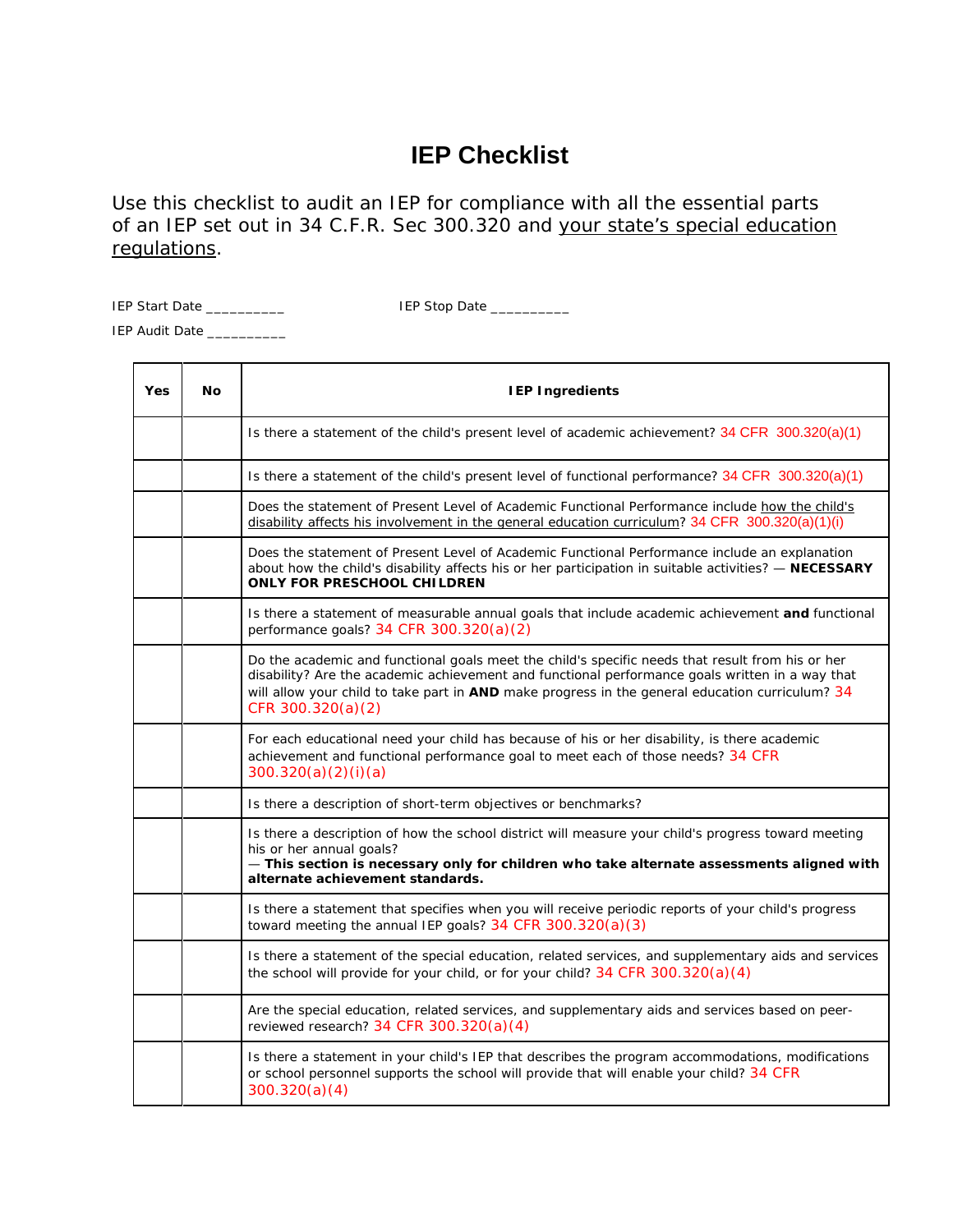# IEP Checklist

Use this checklist to audit an IEP for compliance with all the essential parts of an IEP set out in 34 C.F.R. Sec 300.320 and your state's special education regulations.

IEP Start Date __________ IEP Stop Date __________

IEP Audit Date __________

| Yes | No | IEP Ingredients |
|---|---|---|
| | | Is there a statement of the child's present level of academic achievement? 34 CFR 300.320(a)(1) |
| | | Is there a statement of the child's present level of functional performance? 34 CFR 300.320(a)(1) |
| | | Does the statement of Present Level of Academic Functional Performance include how the child's disability affects his involvement in the general education curriculum? 34 CFR 300.320(a)(1)(i) |
| | | Does the statement of Present Level of Academic Functional Performance include an explanation about how the child's disability affects his or her participation in suitable activities? — **NECESSARY ONLY FOR PRESCHOOL CHILDREN** |
| | | Is there a statement of measurable annual goals that include academic achievement **and** functional performance goals? 34 CFR 300.320(a)(2) |
| | | Do the academic and functional goals meet the child's specific needs that result from his or her disability? Are the academic achievement and functional performance goals written in a way that will allow your child to take part in **AND** make progress in the general education curriculum? 34 CFR 300.320(a)(2) |
| | | For each educational need your child has because of his or her disability, is there academic achievement and functional performance goal to meet each of those needs? 34 CFR 300.320(a)(2)(i)(a) |
| | | Is there a description of short-term objectives or benchmarks? |
| | | Is there a description of how the school district will measure your child's progress toward meeting his or her annual goals? — **This section is necessary only for children who take alternate assessments aligned with alternate achievement standards.** |
| | | Is there a statement that specifies when you will receive periodic reports of your child's progress toward meeting the annual IEP goals? 34 CFR 300.320(a)(3) |
| | | Is there a statement of the special education, related services, and supplementary aids and services the school will provide for your child, or for your child? 34 CFR 300.320(a)(4) |
| | | Are the special education, related services, and supplementary aids and services based on peer-reviewed research? 34 CFR 300.320(a)(4) |
| | | Is there a statement in your child's IEP that describes the program accommodations, modifications or school personnel supports the school will provide that will enable your child? 34 CFR 300.320(a)(4) |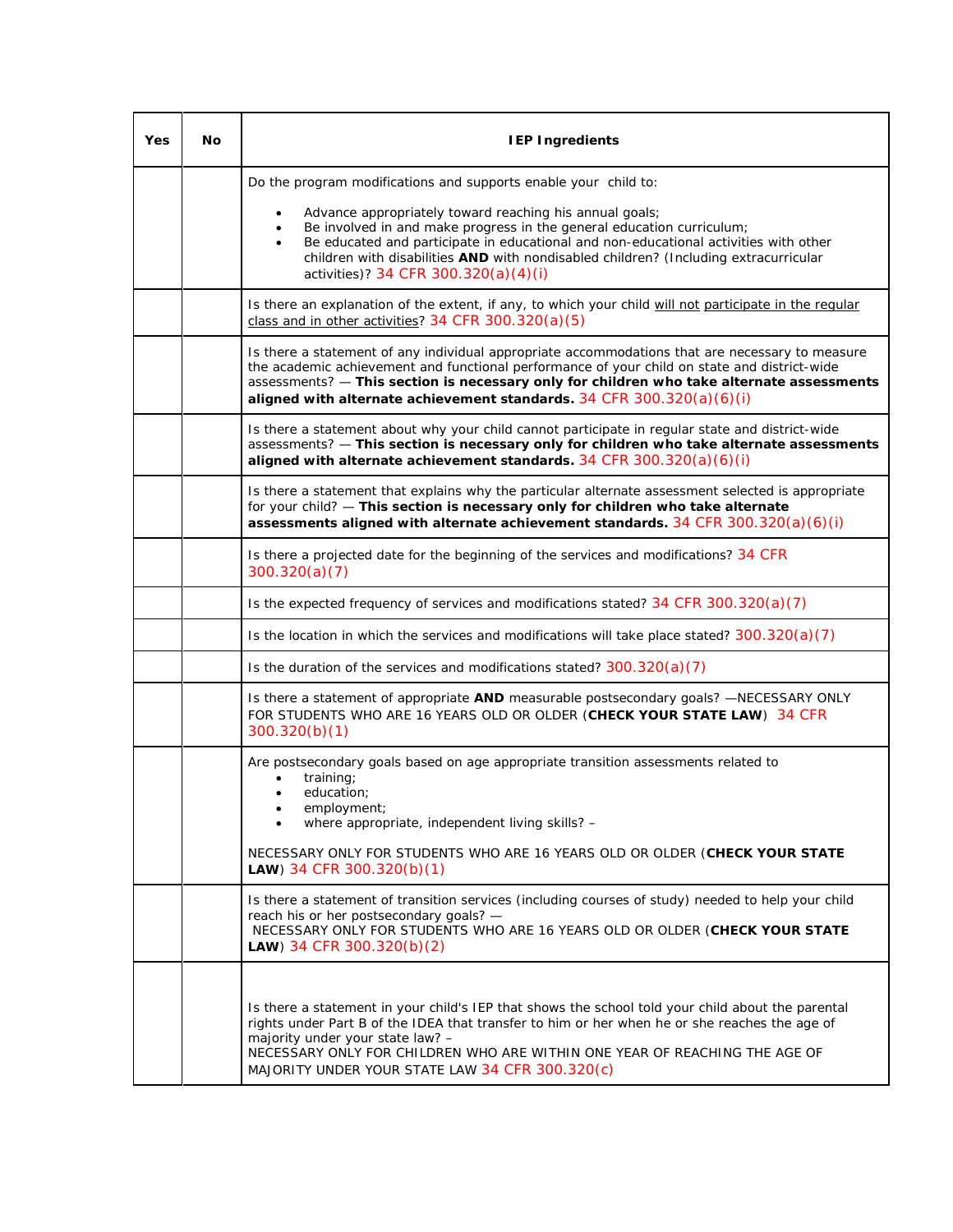| Yes | No | IEP Ingredients |
|---|---|---|
| | | Do the program modifications and supports enable your child to:<br>• Advance appropriately toward reaching his annual goals;<br>• Be involved in and make progress in the general education curriculum;<br>• Be educated and participate in educational and non-educational activities with other children with disabilities **AND** with nondisabled children? (Including extracurricular activities)? 34 CFR 300.320(a)(4)(i) |
| | | Is there an explanation of the extent, if any, to which your child will not participate in the regular class and in other activities? 34 CFR 300.320(a)(5) |
| | | Is there a statement of any individual appropriate accommodations that are necessary to measure the academic achievement and functional performance of your child on state and district-wide assessments? — **This section is necessary only for children who take alternate assessments aligned with alternate achievement standards.** 34 CFR 300.320(a)(6)(i) |
| | | Is there a statement about why your child cannot participate in regular state and district-wide assessments? — **This section is necessary only for children who take alternate assessments aligned with alternate achievement standards.** 34 CFR 300.320(a)(6)(i) |
| | | Is there a statement that explains why the particular alternate assessment selected is appropriate for your child? — **This section is necessary only for children who take alternate assessments aligned with alternate achievement standards.** 34 CFR 300.320(a)(6)(i) |
| | | Is there a projected date for the beginning of the services and modifications? 34 CFR 300.320(a)(7) |
| | | Is the expected frequency of services and modifications stated? 34 CFR 300.320(a)(7) |
| | | Is the location in which the services and modifications will take place stated? 300.320(a)(7) |
| | | Is the duration of the services and modifications stated? 300.320(a)(7) |
| | | Is there a statement of appropriate **AND** measurable postsecondary goals? —NECESSARY ONLY FOR STUDENTS WHO ARE 16 YEARS OLD OR OLDER (**CHECK YOUR STATE LAW**) 34 CFR 300.320(b)(1) |
| | | Are postsecondary goals based on age appropriate transition assessments related to<br>• training;<br>• education;<br>• employment;<br>• where appropriate, independent living skills? –<br><br>NECESSARY ONLY FOR STUDENTS WHO ARE 16 YEARS OLD OR OLDER (**CHECK YOUR STATE LAW**) 34 CFR 300.320(b)(1) |
| | | Is there a statement of transition services (including courses of study) needed to help your child reach his or her postsecondary goals? —<br>NECESSARY ONLY FOR STUDENTS WHO ARE 16 YEARS OLD OR OLDER (**CHECK YOUR STATE LAW**) 34 CFR 300.320(b)(2) |
| | | Is there a statement in your child's IEP that shows the school told your child about the parental rights under Part B of the IDEA that transfer to him or her when he or she reaches the age of majority under your state law? –<br>NECESSARY ONLY FOR CHILDREN WHO ARE WITHIN ONE YEAR OF REACHING THE AGE OF MAJORITY UNDER YOUR STATE LAW 34 CFR 300.320(c) |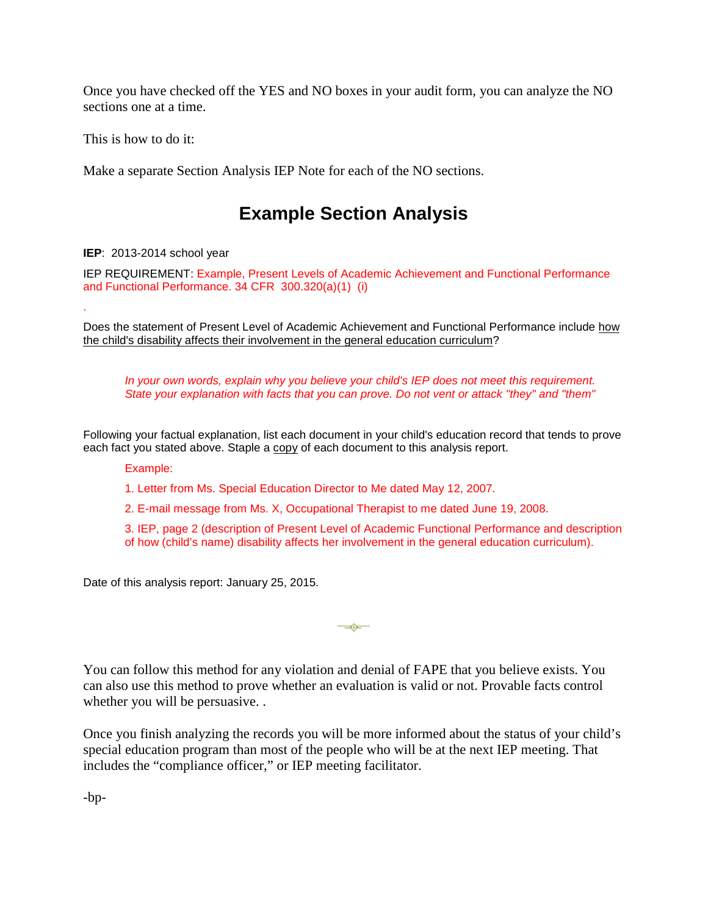Once you have checked off the YES and NO boxes in your audit form, you can analyze the NO sections one at a time.

This is how to do it:

Make a separate Section Analysis IEP Note for each of the NO sections.

## Example Section Analysis

**IEP**: 2013-2014 school year

IEP REQUIREMENT: Example, Present Levels of Academic Achievement and Functional Performance and Functional Performance. 34 CFR 300.320(a)(1) (i)

.

Does the statement of Present Level of Academic Achievement and Functional Performance include how the child's disability affects their involvement in the general education curriculum?

> *In your own words, explain why you believe your child's IEP does not meet this requirement. State your explanation with facts that you can prove. Do not vent or attack "they" and "them"*

Following your factual explanation, list each document in your child's education record that tends to prove each fact you stated above. Staple a copy of each document to this analysis report.

> Example:
>
> 1. Letter from Ms. Special Education Director to Me dated May 12, 2007.
> 2. E-mail message from Ms. X, Occupational Therapist to me dated June 19, 2008.
> 3. IEP, page 2 (description of Present Level of Academic Functional Performance and description of how (child's name) disability affects her involvement in the general education curriculum).

Date of this analysis report: January 25, 2015.

---

You can follow this method for any violation and denial of FAPE that you believe exists. You can also use this method to prove whether an evaluation is valid or not. Provable facts control whether you will be persuasive. .

Once you finish analyzing the records you will be more informed about the status of your child's special education program than most of the people who will be at the next IEP meeting. That includes the "compliance officer," or IEP meeting facilitator.

-bp-